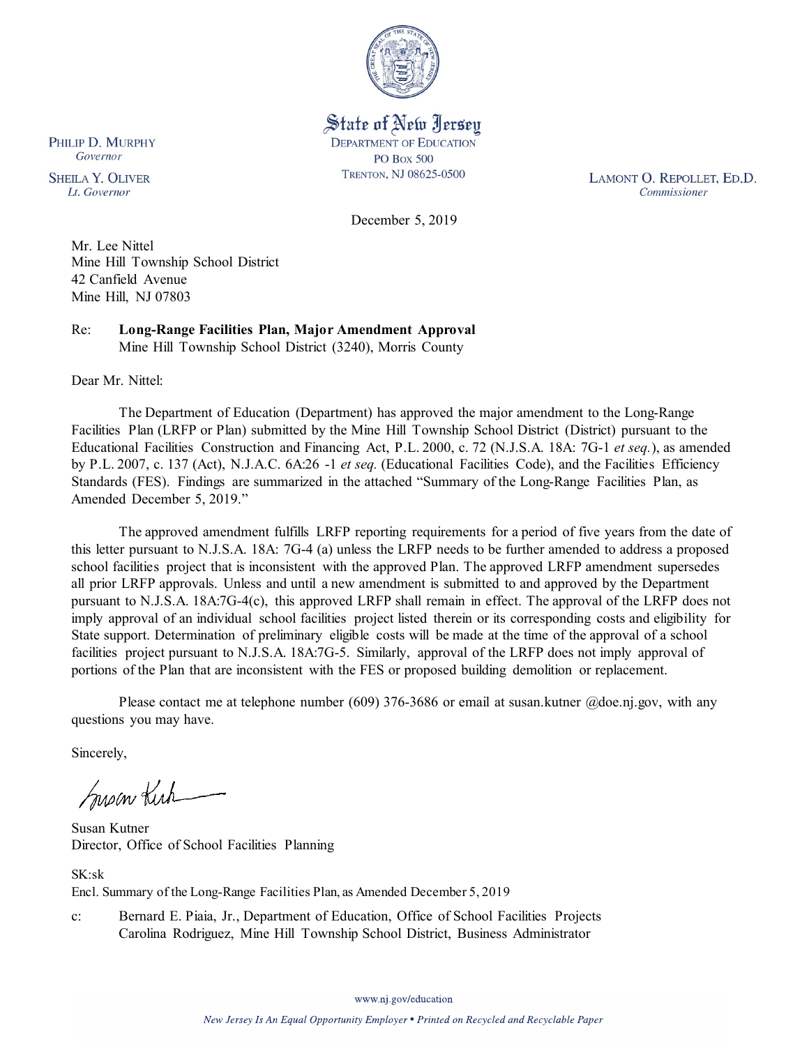State of New Jersey
DEPARTMENT OF EDUCATION
PO BOX 500
TRENTON, NJ 08625-0500

PHILIP D. MURPHY
*Governor*

SHEILA Y. OLIVER
*Lt. Governor*

LAMONT O. REPOLLET, ED.D.
*Commissioner*

December 5, 2019

Mr. Lee Nittel
Mine Hill Township School District
42 Canfield Avenue
Mine Hill, NJ 07803

Re: **Long-Range Facilities Plan, Major Amendment Approval**
Mine Hill Township School District (3240), Morris County

Dear Mr. Nittel:

The Department of Education (Department) has approved the major amendment to the Long-Range Facilities Plan (LRFP or Plan) submitted by the Mine Hill Township School District (District) pursuant to the Educational Facilities Construction and Financing Act, P.L. 2000, c. 72 (N.J.S.A. 18A: 7G-1 *et seq.*), as amended by P.L. 2007, c. 137 (Act), N.J.A.C. 6A:26 -1 *et seq.* (Educational Facilities Code), and the Facilities Efficiency Standards (FES). Findings are summarized in the attached "Summary of the Long-Range Facilities Plan, as Amended December 5, 2019."

The approved amendment fulfills LRFP reporting requirements for a period of five years from the date of this letter pursuant to N.J.S.A. 18A: 7G-4 (a) unless the LRFP needs to be further amended to address a proposed school facilities project that is inconsistent with the approved Plan. The approved LRFP amendment supersedes all prior LRFP approvals. Unless and until a new amendment is submitted to and approved by the Department pursuant to N.J.S.A. 18A:7G-4(c), this approved LRFP shall remain in effect. The approval of the LRFP does not imply approval of an individual school facilities project listed therein or its corresponding costs and eligibility for State support. Determination of preliminary eligible costs will be made at the time of the approval of a school facilities project pursuant to N.J.S.A. 18A:7G-5. Similarly, approval of the LRFP does not imply approval of portions of the Plan that are inconsistent with the FES or proposed building demolition or replacement.

Please contact me at telephone number (609) 376-3686 or email at susan.kutner @doe.nj.gov, with any questions you may have.

Sincerely,

Susan Kutner
Director, Office of School Facilities Planning

SK:sk
Encl. Summary of the Long-Range Facilities Plan, as Amended December 5, 2019

c: Bernard E. Piaia, Jr., Department of Education, Office of School Facilities Projects
Carolina Rodriguez, Mine Hill Township School District, Business Administrator

www.nj.gov/education

*New Jersey Is An Equal Opportunity Employer • Printed on Recycled and Recyclable Paper*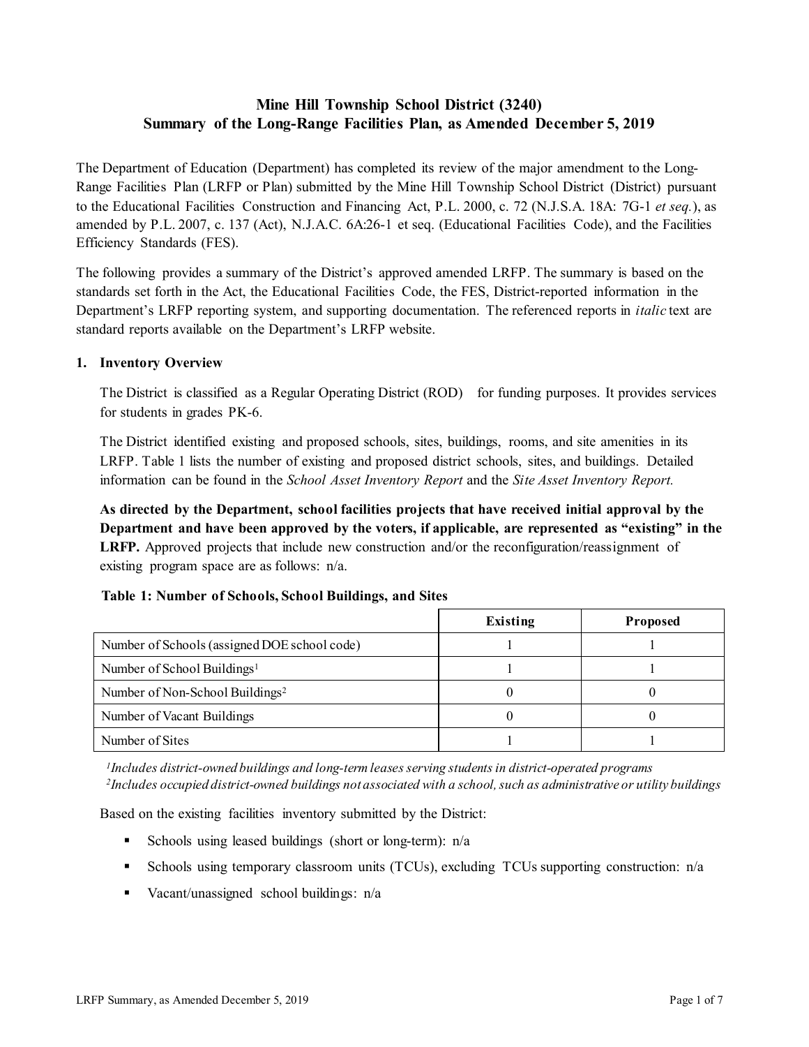# Mine Hill Township School District (3240)
## Summary of the Long-Range Facilities Plan, as Amended December 5, 2019

The Department of Education (Department) has completed its review of the major amendment to the Long-Range Facilities Plan (LRFP or Plan) submitted by the Mine Hill Township School District (District) pursuant to the Educational Facilities Construction and Financing Act, P.L. 2000, c. 72 (N.J.S.A. 18A: 7G-1 *et seq.*), as amended by P.L. 2007, c. 137 (Act), N.J.A.C. 6A:26-1 et seq. (Educational Facilities Code), and the Facilities Efficiency Standards (FES).

The following provides a summary of the District's approved amended LRFP. The summary is based on the standards set forth in the Act, the Educational Facilities Code, the FES, District-reported information in the Department's LRFP reporting system, and supporting documentation. The referenced reports in *italic* text are standard reports available on the Department's LRFP website.

### 1. Inventory Overview

The District is classified as a Regular Operating District (ROD) for funding purposes. It provides services for students in grades PK-6.

The District identified existing and proposed schools, sites, buildings, rooms, and site amenities in its LRFP. Table 1 lists the number of existing and proposed district schools, sites, and buildings. Detailed information can be found in the *School Asset Inventory Report* and the *Site Asset Inventory Report.*

**As directed by the Department, school facilities projects that have received initial approval by the Department and have been approved by the voters, if applicable, are represented as "existing" in the LRFP.** Approved projects that include new construction and/or the reconfiguration/reassignment of existing program space are as follows: n/a.

**Table 1: Number of Schools, School Buildings, and Sites**

| | Existing | Proposed |
|---|---|---|
| Number of Schools (assigned DOE school code) | 1 | 1 |
| Number of School Buildings[1] | 1 | 1 |
| Number of Non-School Buildings[2] | 0 | 0 |
| Number of Vacant Buildings | 0 | 0 |
| Number of Sites | 1 | 1 |

*[1] Includes district-owned buildings and long-term leases serving students in district-operated programs*
*[2] Includes occupied district-owned buildings not associated with a school, such as administrative or utility buildings*

Based on the existing facilities inventory submitted by the District:

- Schools using leased buildings (short or long-term): n/a
- Schools using temporary classroom units (TCUs), excluding TCUs supporting construction: n/a
- Vacant/unassigned school buildings: n/a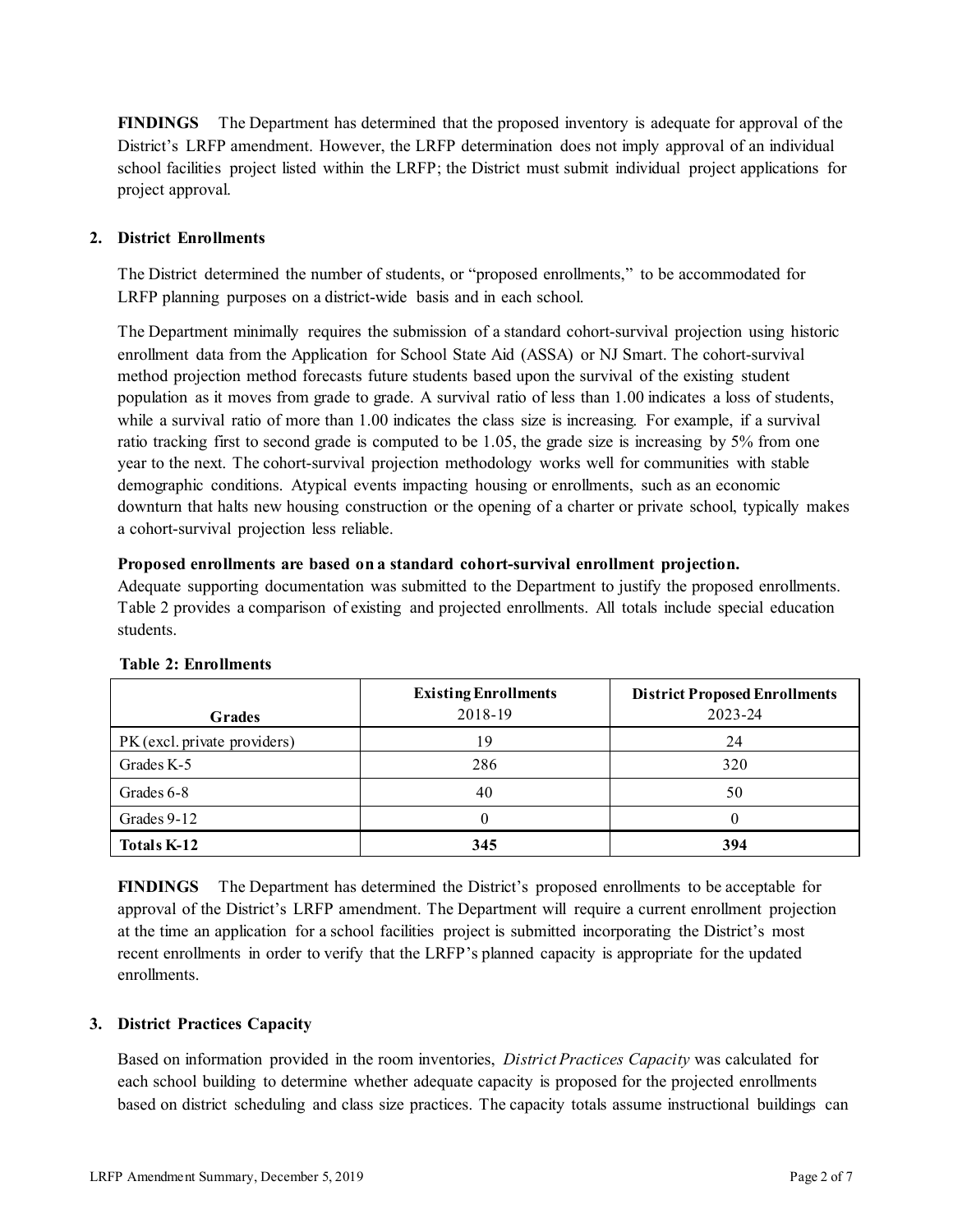**FINDINGS** The Department has determined that the proposed inventory is adequate for approval of the District's LRFP amendment. However, the LRFP determination does not imply approval of an individual school facilities project listed within the LRFP; the District must submit individual project applications for project approval.

## 2. District Enrollments

The District determined the number of students, or "proposed enrollments," to be accommodated for LRFP planning purposes on a district-wide basis and in each school.

The Department minimally requires the submission of a standard cohort-survival projection using historic enrollment data from the Application for School State Aid (ASSA) or NJ Smart. The cohort-survival method projection method forecasts future students based upon the survival of the existing student population as it moves from grade to grade. A survival ratio of less than 1.00 indicates a loss of students, while a survival ratio of more than 1.00 indicates the class size is increasing. For example, if a survival ratio tracking first to second grade is computed to be 1.05, the grade size is increasing by 5% from one year to the next. The cohort-survival projection methodology works well for communities with stable demographic conditions. Atypical events impacting housing or enrollments, such as an economic downturn that halts new housing construction or the opening of a charter or private school, typically makes a cohort-survival projection less reliable.

**Proposed enrollments are based on a standard cohort-survival enrollment projection.**
Adequate supporting documentation was submitted to the Department to justify the proposed enrollments. Table 2 provides a comparison of existing and projected enrollments. All totals include special education students.

**Table 2: Enrollments**

| Grades | Existing Enrollments 2018-19 | District Proposed Enrollments 2023-24 |
|---|---|---|
| PK (excl. private providers) | 19 | 24 |
| Grades K-5 | 286 | 320 |
| Grades 6-8 | 40 | 50 |
| Grades 9-12 | 0 | 0 |
| **Totals K-12** | **345** | **394** |

**FINDINGS** The Department has determined the District's proposed enrollments to be acceptable for approval of the District's LRFP amendment. The Department will require a current enrollment projection at the time an application for a school facilities project is submitted incorporating the District's most recent enrollments in order to verify that the LRFP's planned capacity is appropriate for the updated enrollments.

## 3. District Practices Capacity

Based on information provided in the room inventories, *District Practices Capacity* was calculated for each school building to determine whether adequate capacity is proposed for the projected enrollments based on district scheduling and class size practices. The capacity totals assume instructional buildings can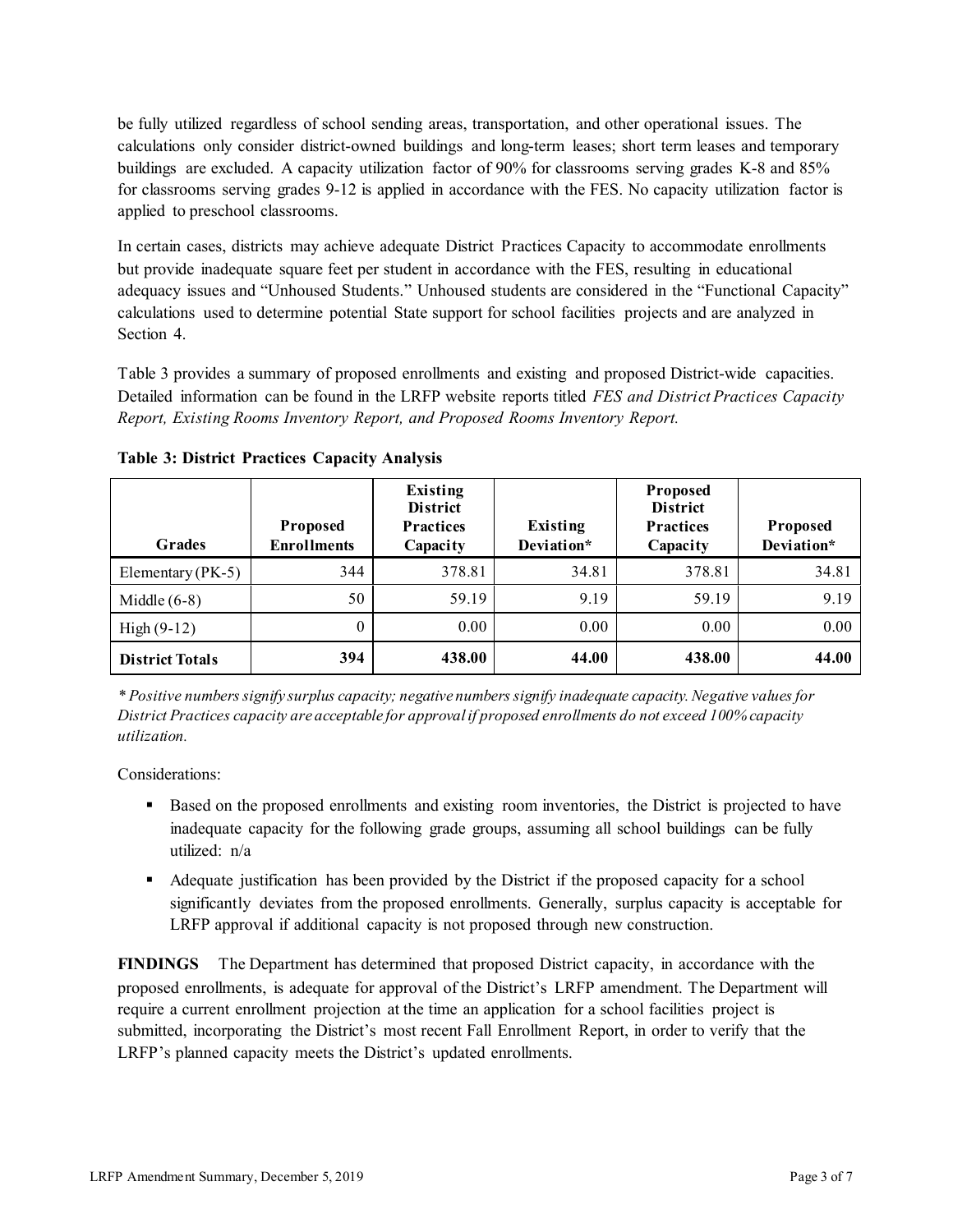be fully utilized regardless of school sending areas, transportation, and other operational issues. The calculations only consider district-owned buildings and long-term leases; short term leases and temporary buildings are excluded. A capacity utilization factor of 90% for classrooms serving grades K-8 and 85% for classrooms serving grades 9-12 is applied in accordance with the FES. No capacity utilization factor is applied to preschool classrooms.

In certain cases, districts may achieve adequate District Practices Capacity to accommodate enrollments but provide inadequate square feet per student in accordance with the FES, resulting in educational adequacy issues and "Unhoused Students." Unhoused students are considered in the "Functional Capacity" calculations used to determine potential State support for school facilities projects and are analyzed in Section 4.

Table 3 provides a summary of proposed enrollments and existing and proposed District-wide capacities. Detailed information can be found in the LRFP website reports titled *FES and District Practices Capacity Report, Existing Rooms Inventory Report, and Proposed Rooms Inventory Report.*

**Table 3: District Practices Capacity Analysis**

| Grades | Proposed Enrollments | Existing District Practices Capacity | Existing Deviation* | Proposed District Practices Capacity | Proposed Deviation* |
|---|---|---|---|---|---|
| Elementary (PK-5) | 344 | 378.81 | 34.81 | 378.81 | 34.81 |
| Middle (6-8) | 50 | 59.19 | 9.19 | 59.19 | 9.19 |
| High (9-12) | 0 | 0.00 | 0.00 | 0.00 | 0.00 |
| **District Totals** | **394** | **438.00** | **44.00** | **438.00** | **44.00** |

*\* Positive numbers signify surplus capacity; negative numbers signify inadequate capacity. Negative values for District Practices capacity are acceptable for approval if proposed enrollments do not exceed 100% capacity utilization.*

Considerations:

- Based on the proposed enrollments and existing room inventories, the District is projected to have inadequate capacity for the following grade groups, assuming all school buildings can be fully utilized: n/a
- Adequate justification has been provided by the District if the proposed capacity for a school significantly deviates from the proposed enrollments. Generally, surplus capacity is acceptable for LRFP approval if additional capacity is not proposed through new construction.

**FINDINGS** The Department has determined that proposed District capacity, in accordance with the proposed enrollments, is adequate for approval of the District's LRFP amendment. The Department will require a current enrollment projection at the time an application for a school facilities project is submitted, incorporating the District's most recent Fall Enrollment Report, in order to verify that the LRFP's planned capacity meets the District's updated enrollments.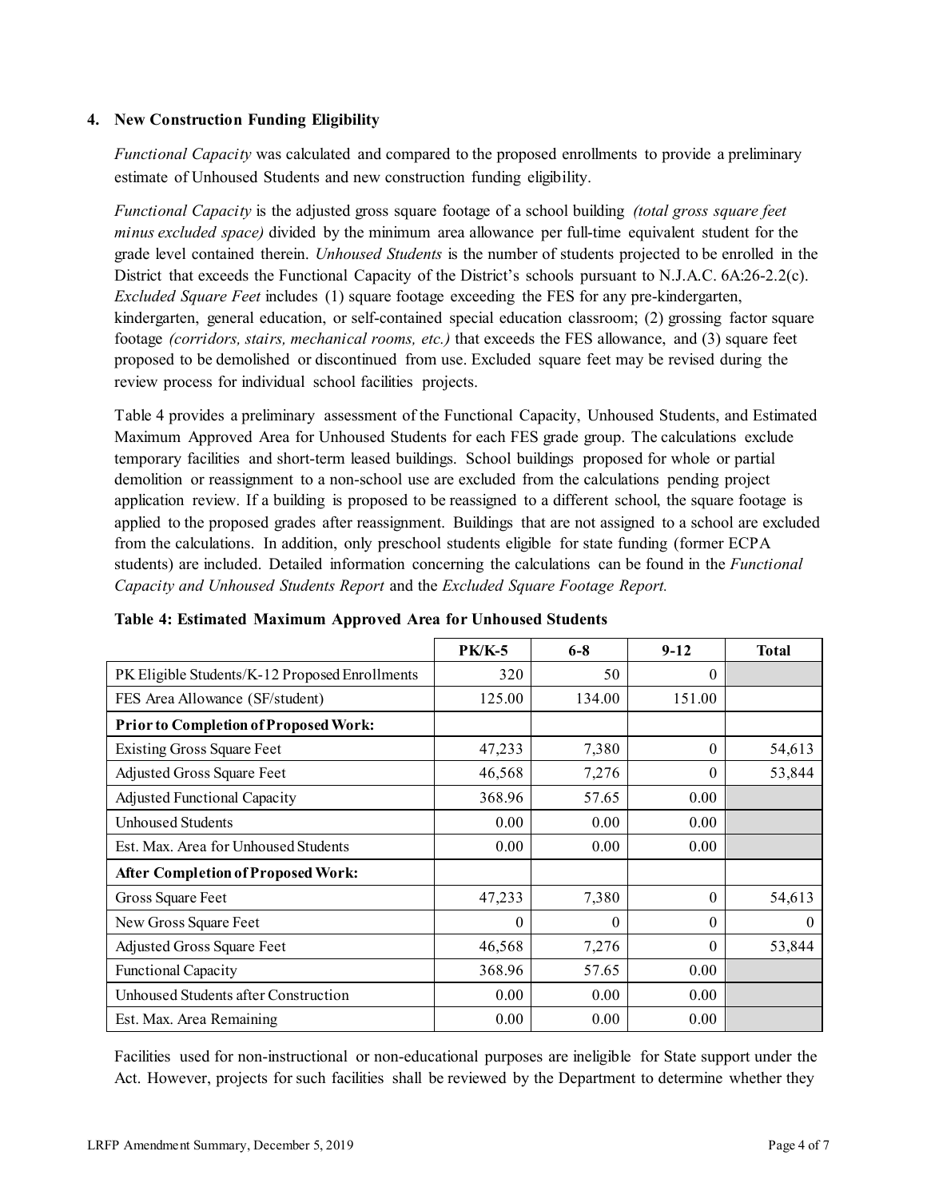## 4. New Construction Funding Eligibility

*Functional Capacity* was calculated and compared to the proposed enrollments to provide a preliminary estimate of Unhoused Students and new construction funding eligibility.

*Functional Capacity* is the adjusted gross square footage of a school building *(total gross square feet minus excluded space)* divided by the minimum area allowance per full-time equivalent student for the grade level contained therein. *Unhoused Students* is the number of students projected to be enrolled in the District that exceeds the Functional Capacity of the District's schools pursuant to N.J.A.C. 6A:26-2.2(c). *Excluded Square Feet* includes (1) square footage exceeding the FES for any pre-kindergarten, kindergarten, general education, or self-contained special education classroom; (2) grossing factor square footage *(corridors, stairs, mechanical rooms, etc.)* that exceeds the FES allowance, and (3) square feet proposed to be demolished or discontinued from use. Excluded square feet may be revised during the review process for individual school facilities projects.

Table 4 provides a preliminary assessment of the Functional Capacity, Unhoused Students, and Estimated Maximum Approved Area for Unhoused Students for each FES grade group. The calculations exclude temporary facilities and short-term leased buildings. School buildings proposed for whole or partial demolition or reassignment to a non-school use are excluded from the calculations pending project application review. If a building is proposed to be reassigned to a different school, the square footage is applied to the proposed grades after reassignment. Buildings that are not assigned to a school are excluded from the calculations. In addition, only preschool students eligible for state funding (former ECPA students) are included. Detailed information concerning the calculations can be found in the *Functional Capacity and Unhoused Students Report* and the *Excluded Square Footage Report.*

**Table 4: Estimated Maximum Approved Area for Unhoused Students**

| | PK/K-5 | 6-8 | 9-12 | Total |
|---|---|---|---|---|
| PK Eligible Students/K-12 Proposed Enrollments | 320 | 50 | 0 | |
| FES Area Allowance (SF/student) | 125.00 | 134.00 | 151.00 | |
| **Prior to Completion of Proposed Work:** | | | | |
| Existing Gross Square Feet | 47,233 | 7,380 | 0 | 54,613 |
| Adjusted Gross Square Feet | 46,568 | 7,276 | 0 | 53,844 |
| Adjusted Functional Capacity | 368.96 | 57.65 | 0.00 | |
| Unhoused Students | 0.00 | 0.00 | 0.00 | |
| Est. Max. Area for Unhoused Students | 0.00 | 0.00 | 0.00 | |
| **After Completion of Proposed Work:** | | | | |
| Gross Square Feet | 47,233 | 7,380 | 0 | 54,613 |
| New Gross Square Feet | 0 | 0 | 0 | 0 |
| Adjusted Gross Square Feet | 46,568 | 7,276 | 0 | 53,844 |
| Functional Capacity | 368.96 | 57.65 | 0.00 | |
| Unhoused Students after Construction | 0.00 | 0.00 | 0.00 | |
| Est. Max. Area Remaining | 0.00 | 0.00 | 0.00 | |

Facilities used for non-instructional or non-educational purposes are ineligible for State support under the Act. However, projects for such facilities shall be reviewed by the Department to determine whether they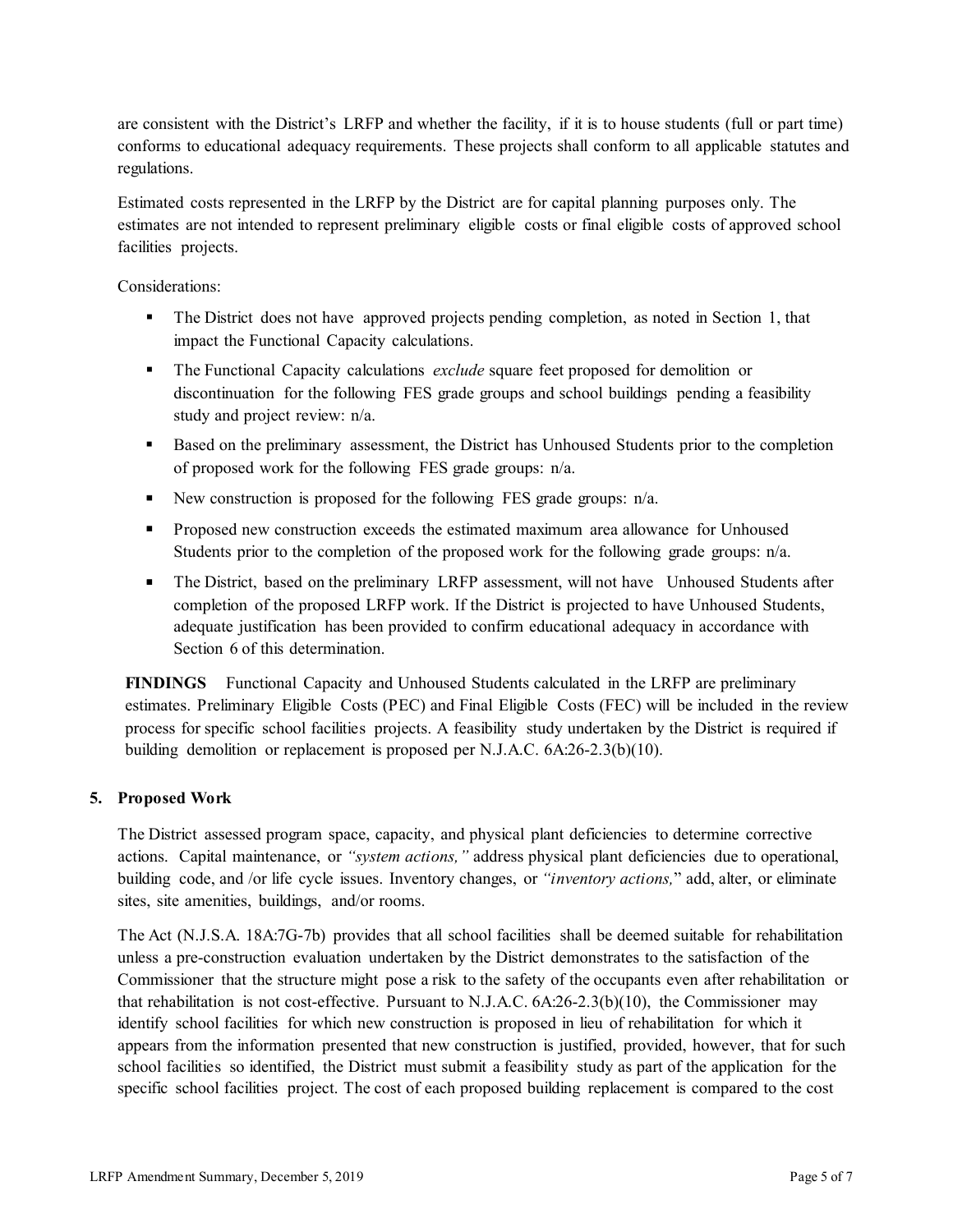are consistent with the District's LRFP and whether the facility, if it is to house students (full or part time) conforms to educational adequacy requirements. These projects shall conform to all applicable statutes and regulations.

Estimated costs represented in the LRFP by the District are for capital planning purposes only. The estimates are not intended to represent preliminary eligible costs or final eligible costs of approved school facilities projects.

Considerations:

- The District does not have approved projects pending completion, as noted in Section 1, that impact the Functional Capacity calculations.
- The Functional Capacity calculations *exclude* square feet proposed for demolition or discontinuation for the following FES grade groups and school buildings pending a feasibility study and project review: n/a.
- Based on the preliminary assessment, the District has Unhoused Students prior to the completion of proposed work for the following FES grade groups: n/a.
- New construction is proposed for the following FES grade groups: n/a.
- Proposed new construction exceeds the estimated maximum area allowance for Unhoused Students prior to the completion of the proposed work for the following grade groups: n/a.
- The District, based on the preliminary LRFP assessment, will not have Unhoused Students after completion of the proposed LRFP work. If the District is projected to have Unhoused Students, adequate justification has been provided to confirm educational adequacy in accordance with Section 6 of this determination.

**FINDINGS** Functional Capacity and Unhoused Students calculated in the LRFP are preliminary estimates. Preliminary Eligible Costs (PEC) and Final Eligible Costs (FEC) will be included in the review process for specific school facilities projects. A feasibility study undertaken by the District is required if building demolition or replacement is proposed per N.J.A.C. 6A:26-2.3(b)(10).

## 5. Proposed Work

The District assessed program space, capacity, and physical plant deficiencies to determine corrective actions. Capital maintenance, or *"system actions,"* address physical plant deficiencies due to operational, building code, and /or life cycle issues. Inventory changes, or *"inventory actions,"* add, alter, or eliminate sites, site amenities, buildings, and/or rooms.

The Act (N.J.S.A. 18A:7G-7b) provides that all school facilities shall be deemed suitable for rehabilitation unless a pre-construction evaluation undertaken by the District demonstrates to the satisfaction of the Commissioner that the structure might pose a risk to the safety of the occupants even after rehabilitation or that rehabilitation is not cost-effective. Pursuant to N.J.A.C. 6A:26-2.3(b)(10), the Commissioner may identify school facilities for which new construction is proposed in lieu of rehabilitation for which it appears from the information presented that new construction is justified, provided, however, that for such school facilities so identified, the District must submit a feasibility study as part of the application for the specific school facilities project. The cost of each proposed building replacement is compared to the cost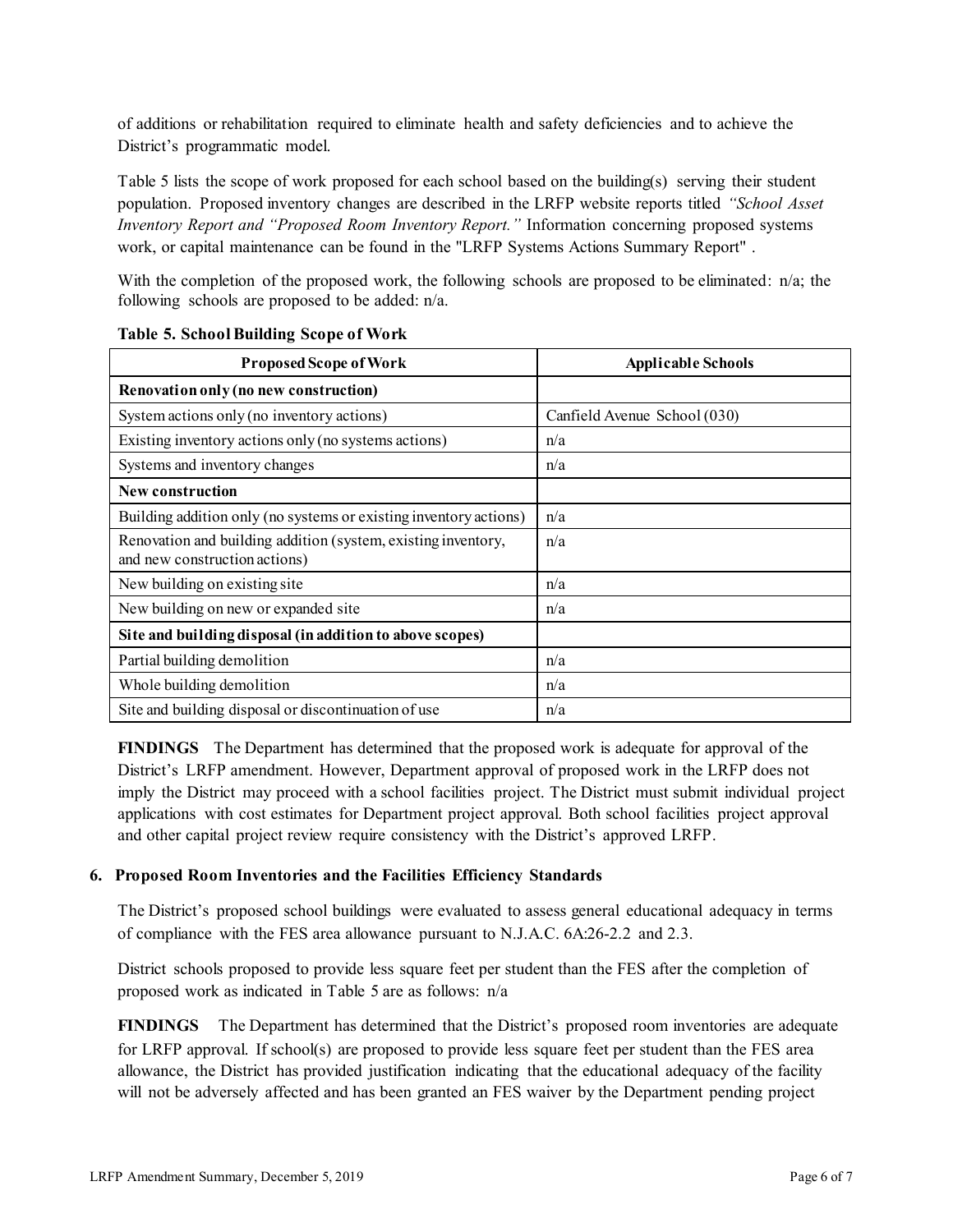of additions or rehabilitation required to eliminate health and safety deficiencies and to achieve the District's programmatic model.

Table 5 lists the scope of work proposed for each school based on the building(s) serving their student population. Proposed inventory changes are described in the LRFP website reports titled *"School Asset Inventory Report and "Proposed Room Inventory Report."* Information concerning proposed systems work, or capital maintenance can be found in the "LRFP Systems Actions Summary Report" .

With the completion of the proposed work, the following schools are proposed to be eliminated: n/a; the following schools are proposed to be added: n/a.

**Table 5. School Building Scope of Work**

| Proposed Scope of Work | Applicable Schools |
|---|---|
| **Renovation only (no new construction)** | |
| System actions only (no inventory actions) | Canfield Avenue School (030) |
| Existing inventory actions only (no systems actions) | n/a |
| Systems and inventory changes | n/a |
| **New construction** | |
| Building addition only (no systems or existing inventory actions) | n/a |
| Renovation and building addition (system, existing inventory, and new construction actions) | n/a |
| New building on existing site | n/a |
| New building on new or expanded site | n/a |
| **Site and building disposal (in addition to above scopes)** | |
| Partial building demolition | n/a |
| Whole building demolition | n/a |
| Site and building disposal or discontinuation of use | n/a |

**FINDINGS** The Department has determined that the proposed work is adequate for approval of the District's LRFP amendment. However, Department approval of proposed work in the LRFP does not imply the District may proceed with a school facilities project. The District must submit individual project applications with cost estimates for Department project approval. Both school facilities project approval and other capital project review require consistency with the District's approved LRFP.

### 6. Proposed Room Inventories and the Facilities Efficiency Standards

The District's proposed school buildings were evaluated to assess general educational adequacy in terms of compliance with the FES area allowance pursuant to N.J.A.C. 6A:26-2.2 and 2.3.

District schools proposed to provide less square feet per student than the FES after the completion of proposed work as indicated in Table 5 are as follows: n/a

**FINDINGS** The Department has determined that the District's proposed room inventories are adequate for LRFP approval. If school(s) are proposed to provide less square feet per student than the FES area allowance, the District has provided justification indicating that the educational adequacy of the facility will not be adversely affected and has been granted an FES waiver by the Department pending project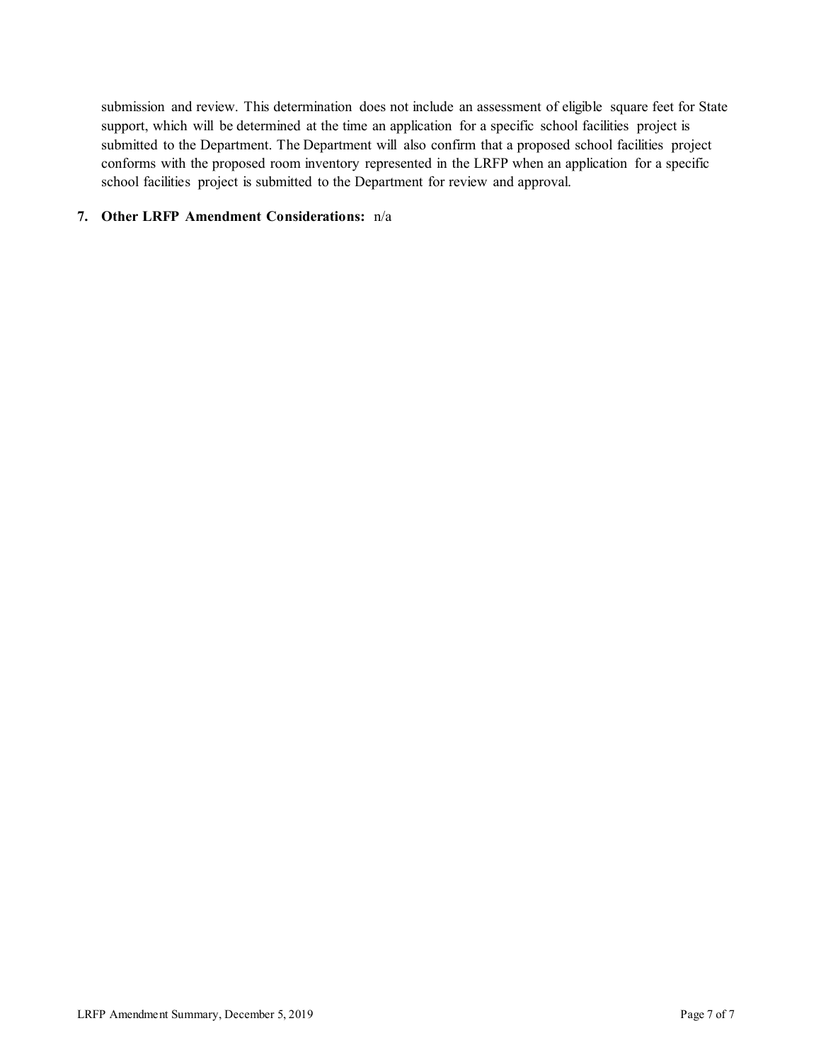submission and review. This determination does not include an assessment of eligible square feet for State support, which will be determined at the time an application for a specific school facilities project is submitted to the Department. The Department will also confirm that a proposed school facilities project conforms with the proposed room inventory represented in the LRFP when an application for a specific school facilities project is submitted to the Department for review and approval.

7. **Other LRFP Amendment Considerations:** n/a